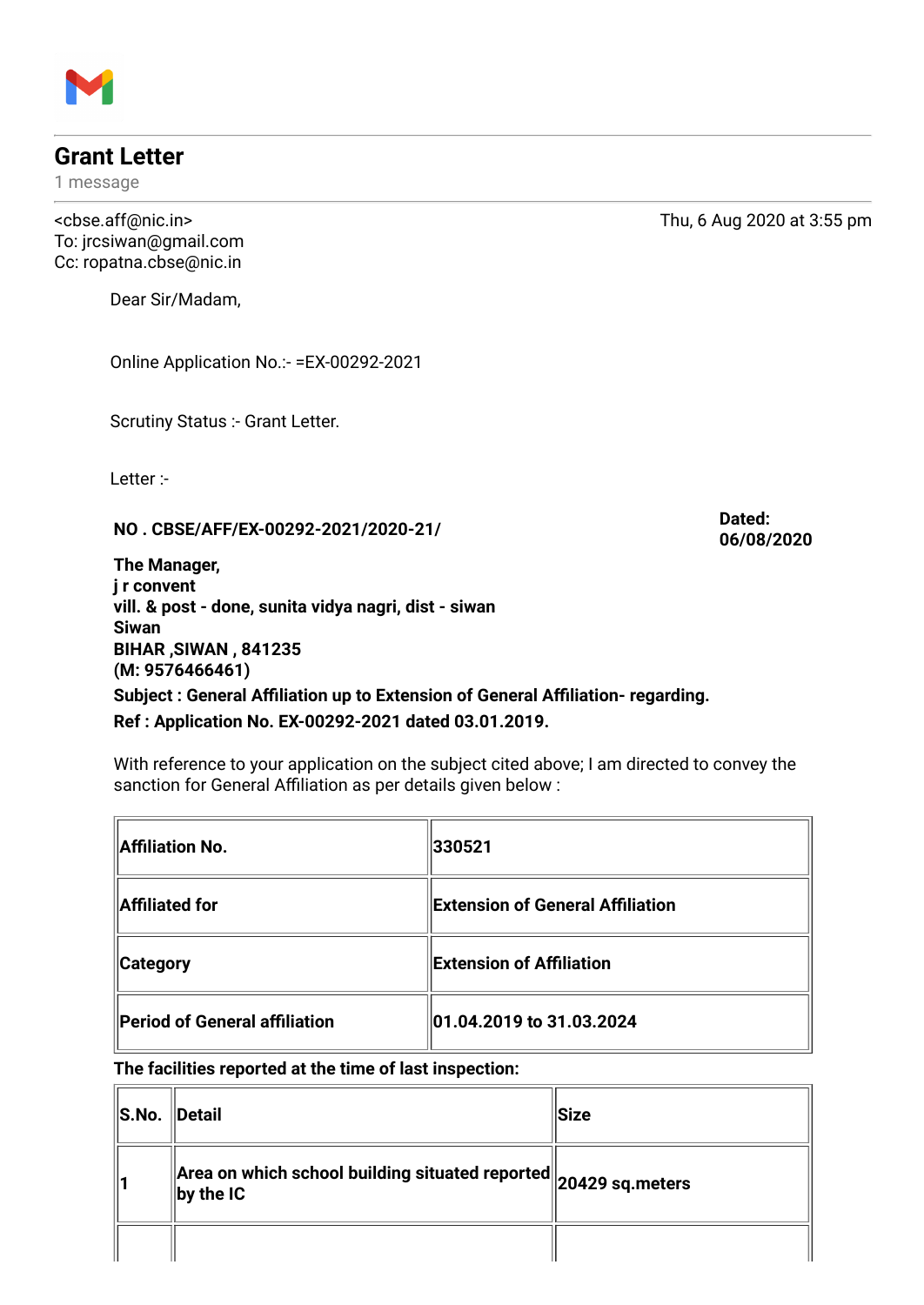# Grant Letter

1 message

<cbse.aff@nic.in>
To: jrcsiwan@gmail.com
Cc: ropatna.cbse@nic.in

Thu, 6 Aug 2020 at 3:55 pm

Dear Sir/Madam,

Online Application No.:- =EX-00292-2021

Scrutiny Status :- Grant Letter.

Letter :-

**NO . CBSE/AFF/EX-00292-2021/2020-21/**

**Dated: 06/08/2020**

**The Manager,**
**j r convent**
**vill. & post - done, sunita vidya nagri, dist - siwan**
**Siwan**
**BIHAR ,SIWAN , 841235**
**(M: 9576466461)**

**Subject : General Affiliation up to Extension of General Affiliation- regarding.**

**Ref : Application No. EX-00292-2021 dated 03.01.2019.**

With reference to your application on the subject cited above; I am directed to convey the sanction for General Affiliation as per details given below :

| | |
|---|---|
| **Affiliation No.** | **330521** |
| **Affiliated for** | **Extension of General Affiliation** |
| **Category** | **Extension of Affiliation** |
| **Period of General affiliation** | **01.04.2019 to 31.03.2024** |

**The facilities reported at the time of last inspection:**

| **S.No.** | **Detail** | **Size** |
|---|---|---|
| **1** | **Area on which school building situated reported by the IC** | **20429 sq.meters** |
| | | |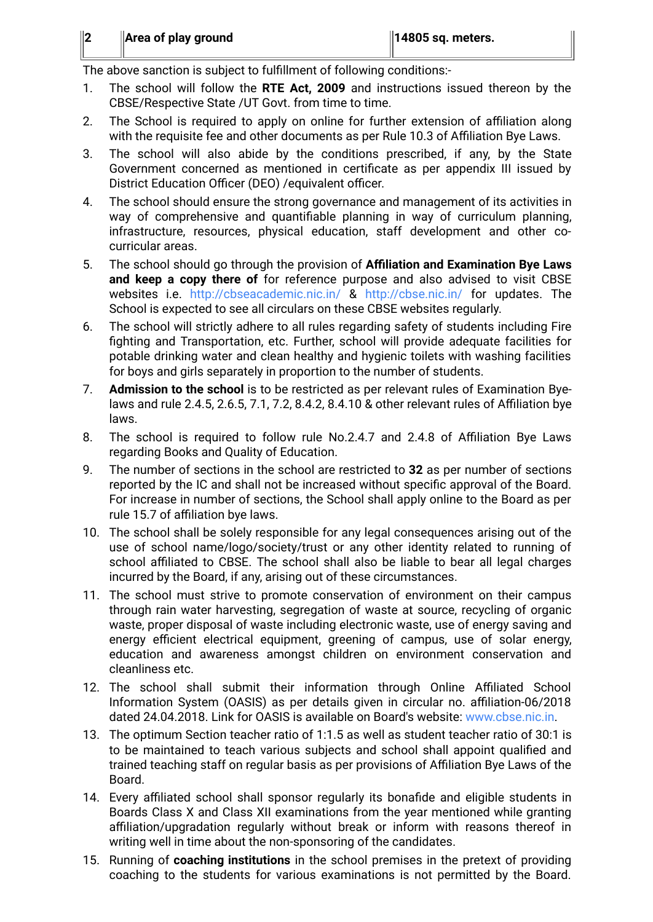| 2 | Area of play ground | 14805 sq. meters. |
|---|---|---|

The above sanction is subject to fulfillment of following conditions:-

1. The school will follow the **RTE Act, 2009** and instructions issued thereon by the CBSE/Respective State /UT Govt. from time to time.
2. The School is required to apply on online for further extension of affiliation along with the requisite fee and other documents as per Rule 10.3 of Affiliation Bye Laws.
3. The school will also abide by the conditions prescribed, if any, by the State Government concerned as mentioned in certificate as per appendix III issued by District Education Officer (DEO) /equivalent officer.
4. The school should ensure the strong governance and management of its activities in way of comprehensive and quantifiable planning in way of curriculum planning, infrastructure, resources, physical education, staff development and other co-curricular areas.
5. The school should go through the provision of **Affiliation and Examination Bye Laws and keep a copy there of** for reference purpose and also advised to visit CBSE websites i.e. http://cbseacademic.nic.in/ & http://cbse.nic.in/ for updates. The School is expected to see all circulars on these CBSE websites regularly.
6. The school will strictly adhere to all rules regarding safety of students including Fire fighting and Transportation, etc. Further, school will provide adequate facilities for potable drinking water and clean healthy and hygienic toilets with washing facilities for boys and girls separately in proportion to the number of students.
7. **Admission to the school** is to be restricted as per relevant rules of Examination Bye-laws and rule 2.4.5, 2.6.5, 7.1, 7.2, 8.4.2, 8.4.10 & other relevant rules of Affiliation bye laws.
8. The school is required to follow rule No.2.4.7 and 2.4.8 of Affiliation Bye Laws regarding Books and Quality of Education.
9. The number of sections in the school are restricted to **32** as per number of sections reported by the IC and shall not be increased without specific approval of the Board. For increase in number of sections, the School shall apply online to the Board as per rule 15.7 of affiliation bye laws.
10. The school shall be solely responsible for any legal consequences arising out of the use of school name/logo/society/trust or any other identity related to running of school affiliated to CBSE. The school shall also be liable to bear all legal charges incurred by the Board, if any, arising out of these circumstances.
11. The school must strive to promote conservation of environment on their campus through rain water harvesting, segregation of waste at source, recycling of organic waste, proper disposal of waste including electronic waste, use of energy saving and energy efficient electrical equipment, greening of campus, use of solar energy, education and awareness amongst children on environment conservation and cleanliness etc.
12. The school shall submit their information through Online Affiliated School Information System (OASIS) as per details given in circular no. affiliation-06/2018 dated 24.04.2018. Link for OASIS is available on Board's website: www.cbse.nic.in.
13. The optimum Section teacher ratio of 1:1.5 as well as student teacher ratio of 30:1 is to be maintained to teach various subjects and school shall appoint qualified and trained teaching staff on regular basis as per provisions of Affiliation Bye Laws of the Board.
14. Every affiliated school shall sponsor regularly its bonafide and eligible students in Boards Class X and Class XII examinations from the year mentioned while granting affiliation/upgradation regularly without break or inform with reasons thereof in writing well in time about the non-sponsoring of the candidates.
15. Running of **coaching institutions** in the school premises in the pretext of providing coaching to the students for various examinations is not permitted by the Board.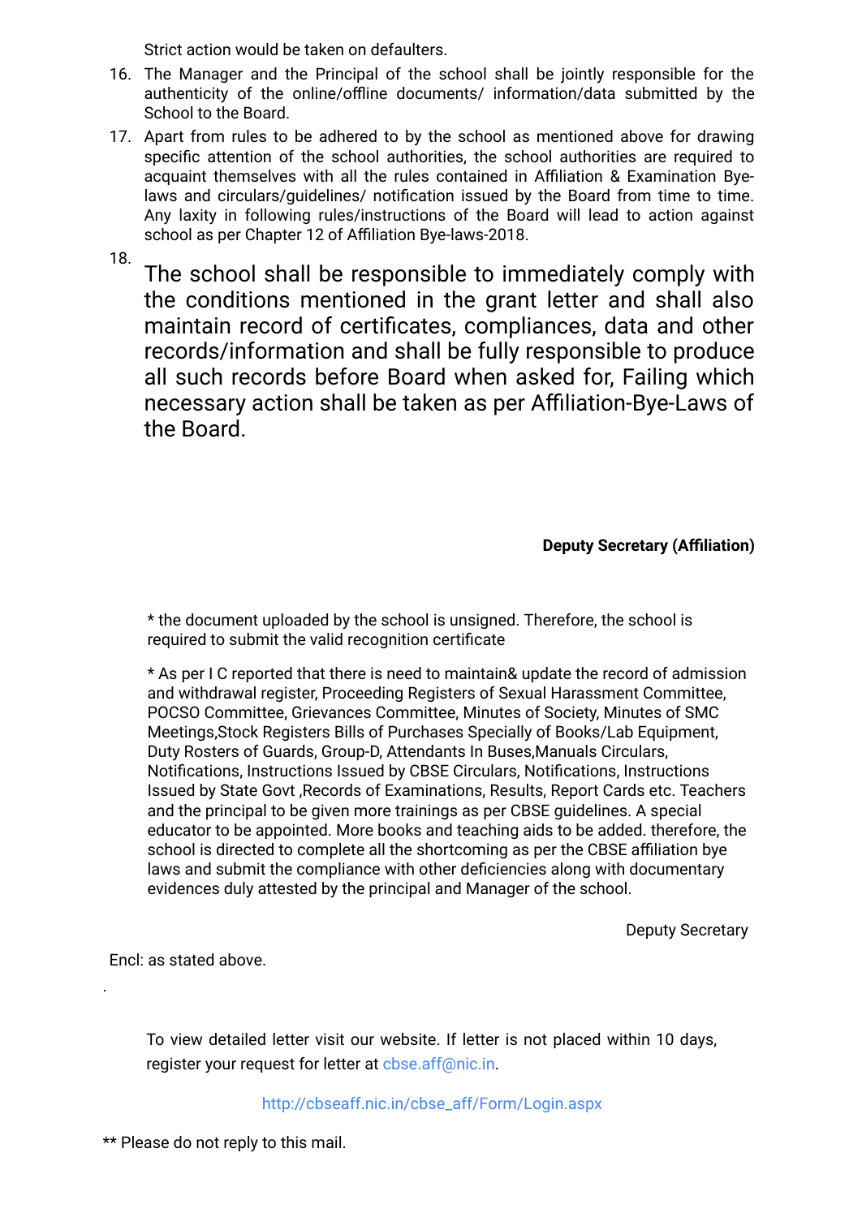Strict action would be taken on defaulters.

16. The Manager and the Principal of the school shall be jointly responsible for the authenticity of the online/offline documents/ information/data submitted by the School to the Board.
17. Apart from rules to be adhered to by the school as mentioned above for drawing specific attention of the school authorities, the school authorities are required to acquaint themselves with all the rules contained in Affiliation & Examination Bye-laws and circulars/guidelines/ notification issued by the Board from time to time. Any laxity in following rules/instructions of the Board will lead to action against school as per Chapter 12 of Affiliation Bye-laws-2018.
18. The school shall be responsible to immediately comply with the conditions mentioned in the grant letter and shall also maintain record of certificates, compliances, data and other records/information and shall be fully responsible to produce all such records before Board when asked for, Failing which necessary action shall be taken as per Affiliation-Bye-Laws of the Board.

**Deputy Secretary (Affiliation)**

* the document uploaded by the school is unsigned. Therefore, the school is required to submit the valid recognition certificate

* As per I C reported that there is need to maintain& update the record of admission and withdrawal register, Proceeding Registers of Sexual Harassment Committee, POCSO Committee, Grievances Committee, Minutes of Society, Minutes of SMC Meetings,Stock Registers Bills of Purchases Specially of Books/Lab Equipment, Duty Rosters of Guards, Group-D, Attendants In Buses,Manuals Circulars, Notifications, Instructions Issued by CBSE Circulars, Notifications, Instructions Issued by State Govt ,Records of Examinations, Results, Report Cards etc. Teachers and the principal to be given more trainings as per CBSE guidelines. A special educator to be appointed. More books and teaching aids to be added. therefore, the school is directed to complete all the shortcoming as per the CBSE affiliation bye laws and submit the compliance with other deficiencies along with documentary evidences duly attested by the principal and Manager of the school.

Deputy Secretary

Encl: as stated above.

To view detailed letter visit our website. If letter is not placed within 10 days, register your request for letter at cbse.aff@nic.in.

http://cbseaff.nic.in/cbse_aff/Form/Login.aspx

** Please do not reply to this mail.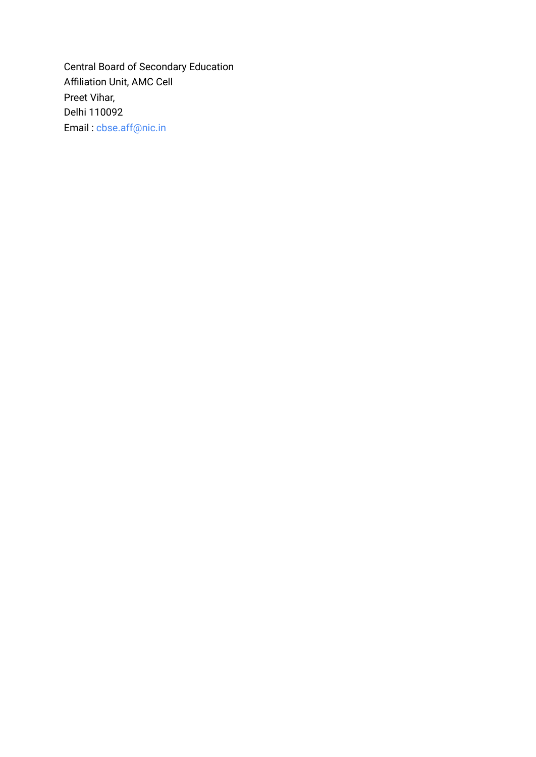Central Board of Secondary Education
Affiliation Unit, AMC Cell
Preet Vihar,
Delhi 110092
Email : cbse.aff@nic.in